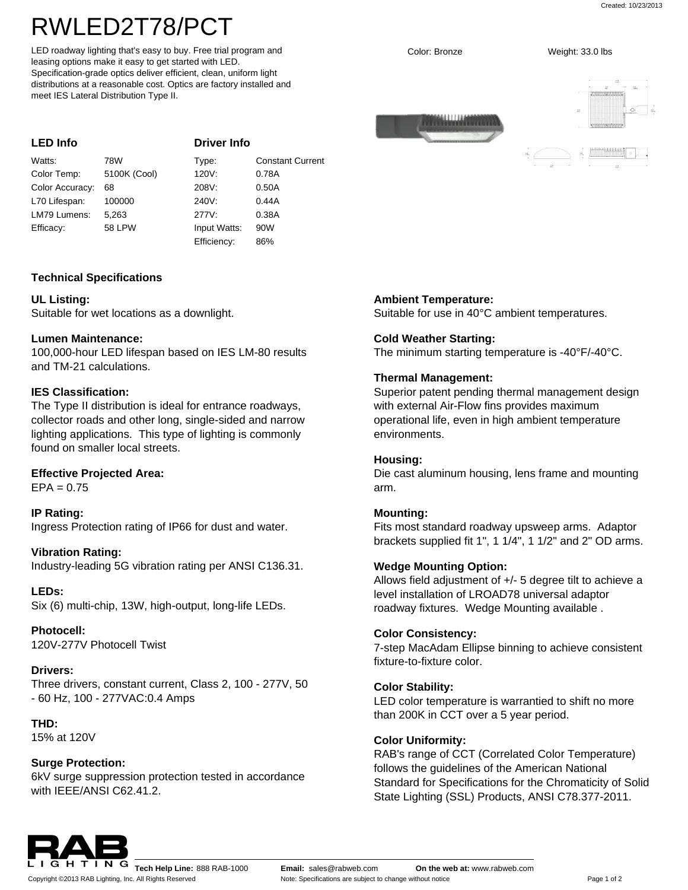# RWLED2T78/PCT

LED roadway lighting that's easy to buy. Free trial program and leasing options make it easy to get started with LED. Specification-grade optics deliver efficient, clean, uniform light distributions at a reasonable cost. Optics are factory installed and meet IES Lateral Distribution Type II.

Color: Bronze

Weight: 33.0 lbs

## LED Info

| | |
|---|---|
| Watts: | 78W |
| Color Temp: | 5100K (Cool) |
| Color Accuracy: | 68 |
| L70 Lifespan: | 100000 |
| LM79 Lumens: | 5,263 |
| Efficacy: | 58 LPW |

## Driver Info

| | |
|---|---|
| Type: | Constant Current |
| 120V: | 0.78A |
| 208V: | 0.50A |
| 240V: | 0.44A |
| 277V: | 0.38A |
| Input Watts: | 90W |
| Efficiency: | 86% |

## Technical Specifications

**UL Listing:**
Suitable for wet locations as a downlight.

**Lumen Maintenance:**
100,000-hour LED lifespan based on IES LM-80 results and TM-21 calculations.

**IES Classification:**
The Type II distribution is ideal for entrance roadways, collector roads and other long, single-sided and narrow lighting applications. This type of lighting is commonly found on smaller local streets.

**Effective Projected Area:**
EPA = 0.75

**IP Rating:**
Ingress Protection rating of IP66 for dust and water.

**Vibration Rating:**
Industry-leading 5G vibration rating per ANSI C136.31.

**LEDs:**
Six (6) multi-chip, 13W, high-output, long-life LEDs.

**Photocell:**
120V-277V Photocell Twist

**Drivers:**
Three drivers, constant current, Class 2, 100 - 277V, 50 - 60 Hz, 100 - 277VAC:0.4 Amps

**THD:**
15% at 120V

**Surge Protection:**
6kV surge suppression protection tested in accordance with IEEE/ANSI C62.41.2.

**Ambient Temperature:**
Suitable for use in 40°C ambient temperatures.

**Cold Weather Starting:**
The minimum starting temperature is -40°F/-40°C.

**Thermal Management:**
Superior patent pending thermal management design with external Air-Flow fins provides maximum operational life, even in high ambient temperature environments.

**Housing:**
Die cast aluminum housing, lens frame and mounting arm.

**Mounting:**
Fits most standard roadway upsweep arms. Adaptor brackets supplied fit 1", 1 1/4", 1 1/2" and 2" OD arms.

**Wedge Mounting Option:**
Allows field adjustment of +/- 5 degree tilt to achieve a level installation of LROAD78 universal adaptor roadway fixtures. Wedge Mounting available .

**Color Consistency:**
7-step MacAdam Ellipse binning to achieve consistent fixture-to-fixture color.

**Color Stability:**
LED color temperature is warrantied to shift no more than 200K in CCT over a 5 year period.

**Color Uniformity:**
RAB's range of CCT (Correlated Color Temperature) follows the guidelines of the American National Standard for Specifications for the Chromaticity of Solid State Lighting (SSL) Products, ANSI C78.377-2011.

**Tech Help Line:** 888 RAB-1000 **Email:** sales@rabweb.com **On the web at:** www.rabweb.com

Copyright ©2013 RAB Lighting, Inc. All Rights Reserved Note: Specifications are subject to change without notice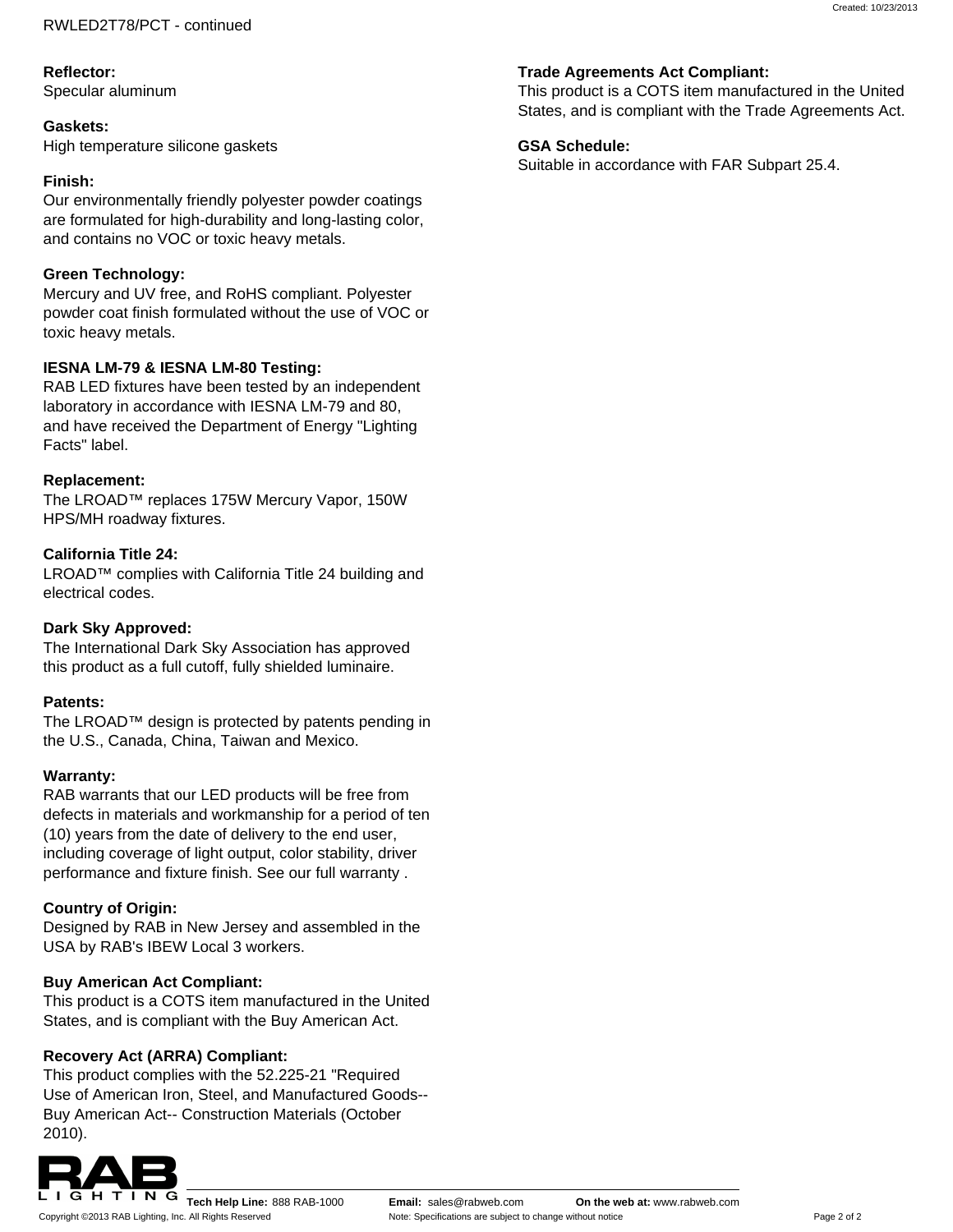RWLED2T78/PCT - continued

**Reflector:**
Specular aluminum

**Gaskets:**
High temperature silicone gaskets

**Finish:**
Our environmentally friendly polyester powder coatings are formulated for high-durability and long-lasting color, and contains no VOC or toxic heavy metals.

**Green Technology:**
Mercury and UV free, and RoHS compliant. Polyester powder coat finish formulated without the use of VOC or toxic heavy metals.

**IESNA LM-79 & IESNA LM-80 Testing:**
RAB LED fixtures have been tested by an independent laboratory in accordance with IESNA LM-79 and 80, and have received the Department of Energy "Lighting Facts" label.

**Replacement:**
The LROAD™ replaces 175W Mercury Vapor, 150W HPS/MH roadway fixtures.

**California Title 24:**
LROAD™ complies with California Title 24 building and electrical codes.

**Dark Sky Approved:**
The International Dark Sky Association has approved this product as a full cutoff, fully shielded luminaire.

**Patents:**
The LROAD™ design is protected by patents pending in the U.S., Canada, China, Taiwan and Mexico.

**Warranty:**
RAB warrants that our LED products will be free from defects in materials and workmanship for a period of ten (10) years from the date of delivery to the end user, including coverage of light output, color stability, driver performance and fixture finish. See our full warranty .

**Country of Origin:**
Designed by RAB in New Jersey and assembled in the USA by RAB's IBEW Local 3 workers.

**Buy American Act Compliant:**
This product is a COTS item manufactured in the United States, and is compliant with the Buy American Act.

**Recovery Act (ARRA) Compliant:**
This product complies with the 52.225-21 "Required Use of American Iron, Steel, and Manufactured Goods-- Buy American Act-- Construction Materials (October 2010).

**Trade Agreements Act Compliant:**
This product is a COTS item manufactured in the United States, and is compliant with the Trade Agreements Act.

**GSA Schedule:**
Suitable in accordance with FAR Subpart 25.4.

**Tech Help Line:** 888 RAB-1000 **Email:** sales@rabweb.com **On the web at:** www.rabweb.com

Copyright ©2013 RAB Lighting, Inc. All Rights Reserved

Note: Specifications are subject to change without notice